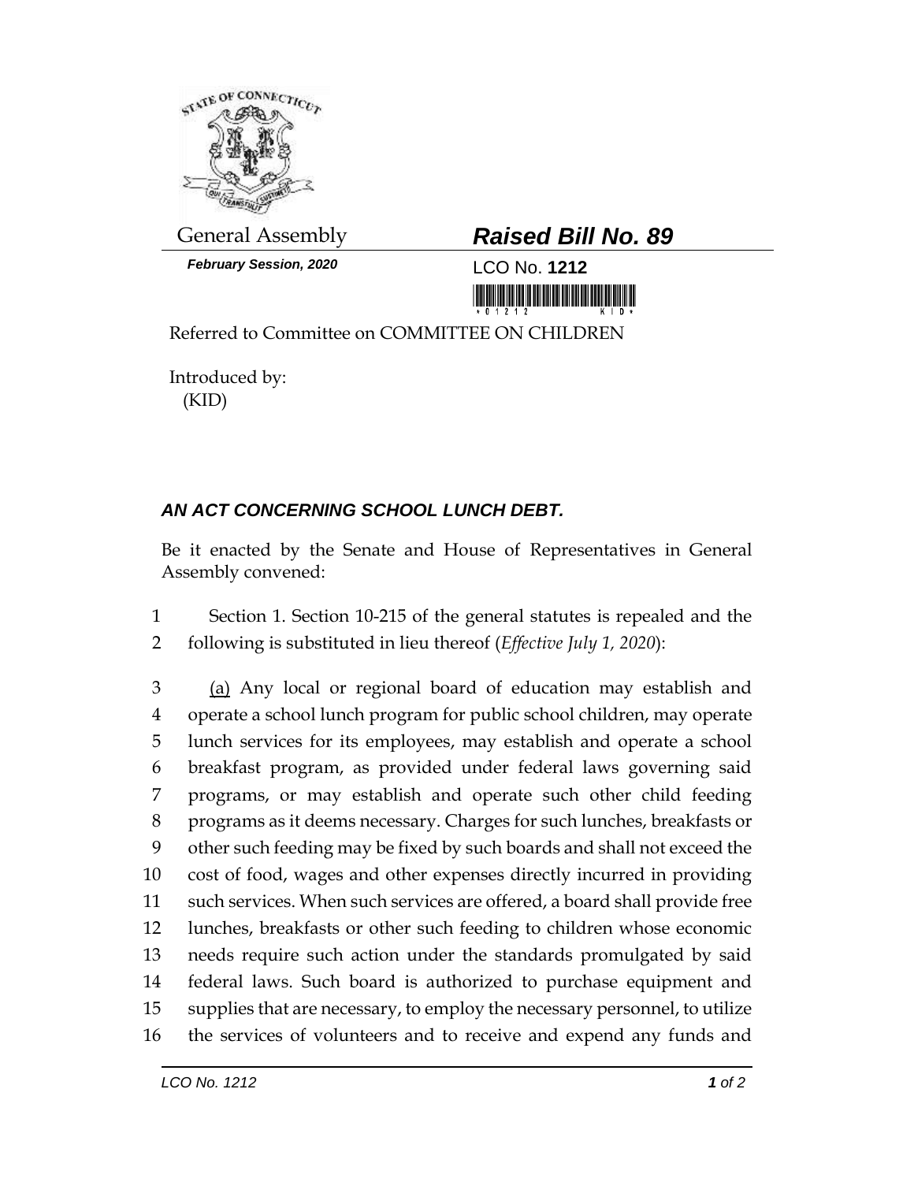General Assembly

***February Session, 2020***

# *Raised Bill No. 89*

LCO No. **1212**

Referred to Committee on COMMITTEE ON CHILDREN

Introduced by:
(KID)

## *AN ACT CONCERNING SCHOOL LUNCH DEBT.*

Be it enacted by the Senate and House of Representatives in General Assembly convened:

1 Section 1. Section 10-215 of the general statutes is repealed and the
2 following is substituted in lieu thereof (*Effective July 1, 2020*):

3 <u>(a)</u> Any local or regional board of education may establish and
4 operate a school lunch program for public school children, may operate
5 lunch services for its employees, may establish and operate a school
6 breakfast program, as provided under federal laws governing said
7 programs, or may establish and operate such other child feeding
8 programs as it deems necessary. Charges for such lunches, breakfasts or
9 other such feeding may be fixed by such boards and shall not exceed the
10 cost of food, wages and other expenses directly incurred in providing
11 such services. When such services are offered, a board shall provide free
12 lunches, breakfasts or other such feeding to children whose economic
13 needs require such action under the standards promulgated by said
14 federal laws. Such board is authorized to purchase equipment and
15 supplies that are necessary, to employ the necessary personnel, to utilize
16 the services of volunteers and to receive and expend any funds and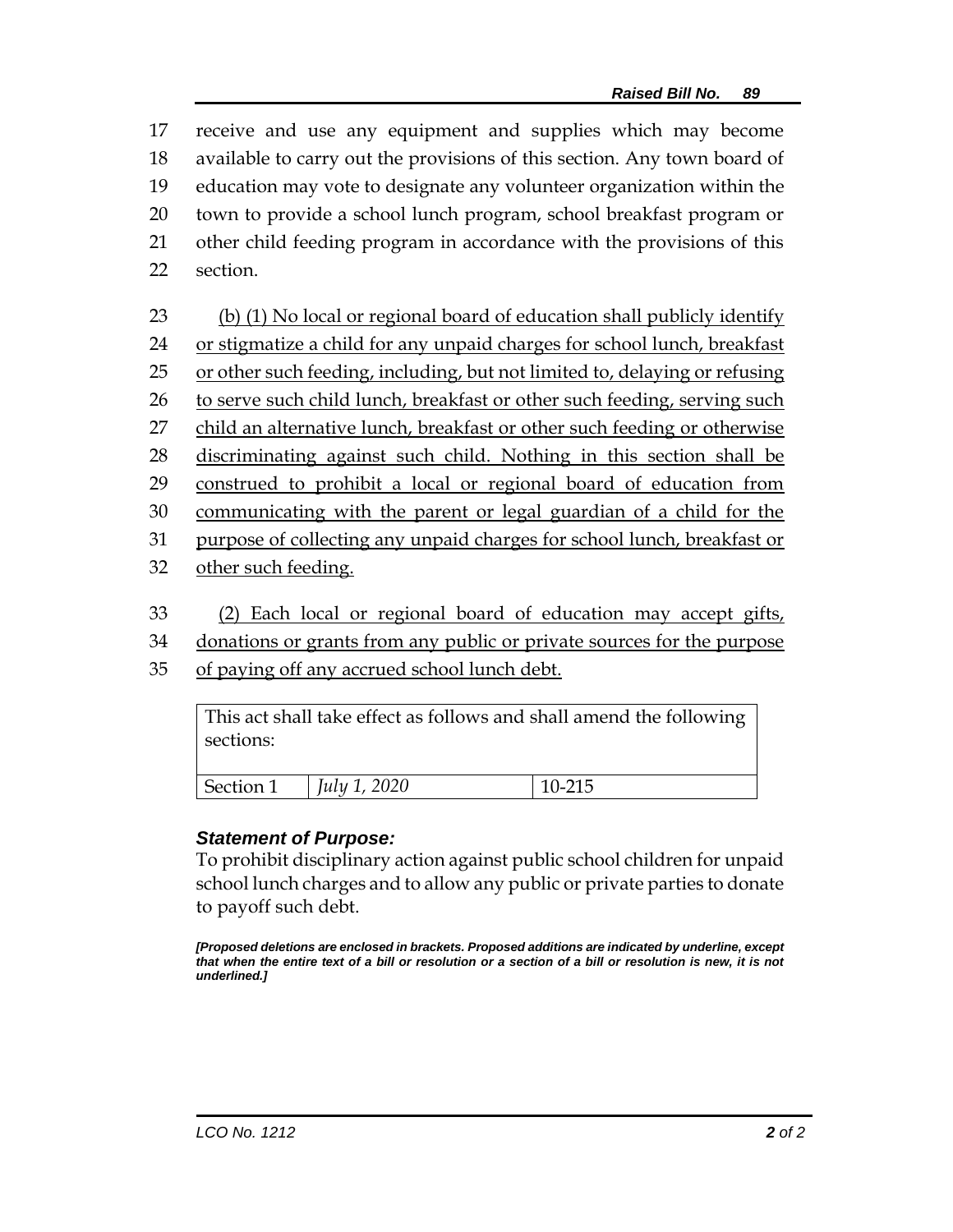17 receive and use any equipment and supplies which may become
18 available to carry out the provisions of this section. Any town board of
19 education may vote to designate any volunteer organization within the
20 town to provide a school lunch program, school breakfast program or
21 other child feeding program in accordance with the provisions of this
22 section.

23 <u>(b) (1) No local or regional board of education shall publicly identify</u>
24 <u>or stigmatize a child for any unpaid charges for school lunch, breakfast</u>
25 <u>or other such feeding, including, but not limited to, delaying or refusing</u>
26 <u>to serve such child lunch, breakfast or other such feeding, serving such</u>
27 <u>child an alternative lunch, breakfast or other such feeding or otherwise</u>
28 <u>discriminating against such child. Nothing in this section shall be</u>
29 <u>construed to prohibit a local or regional board of education from</u>
30 <u>communicating with the parent or legal guardian of a child for the</u>
31 <u>purpose of collecting any unpaid charges for school lunch, breakfast or</u>
32 <u>other such feeding.</u>

33 <u>(2) Each local or regional board of education may accept gifts,</u>
34 <u>donations or grants from any public or private sources for the purpose</u>
35 <u>of paying off any accrued school lunch debt.</u>

| This act shall take effect as follows and shall amend the following sections: | | |
|---|---|---|
| Section 1 | *July 1, 2020* | 10-215 |

### *Statement of Purpose:*

To prohibit disciplinary action against public school children for unpaid school lunch charges and to allow any public or private parties to donate to payoff such debt.

***[Proposed deletions are enclosed in brackets. Proposed additions are indicated by underline, except that when the entire text of a bill or resolution or a section of a bill or resolution is new, it is not underlined.]***